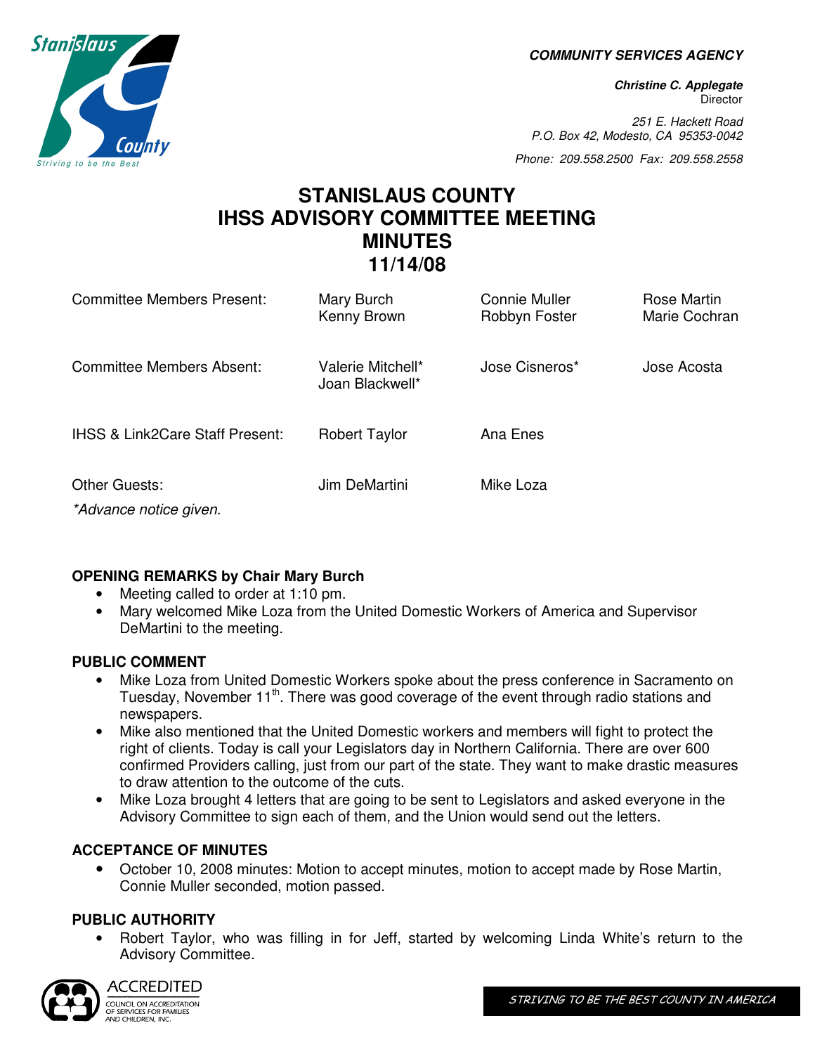**COMMUNITY SERVICES AGENCY**

***Christine C. Applegate***
Director

*251 E. Hackett Road*
*P.O. Box 42, Modesto, CA 95353-0042*

*Phone: 209.558.2500 Fax: 209.558.2558*

# STANISLAUS COUNTY
# IHSS ADVISORY COMMITTEE MEETING
# MINUTES
# 11/14/08

| | | | |
|---|---|---|---|
| Committee Members Present: | Mary Burch<br>Kenny Brown | Connie Muller<br>Robbyn Foster | Rose Martin<br>Marie Cochran |
| Committee Members Absent: | Valerie Mitchell*<br>Joan Blackwell* | Jose Cisneros* | Jose Acosta |
| IHSS & Link2Care Staff Present: | Robert Taylor | Ana Enes | |
| Other Guests: | Jim DeMartini | Mike Loza | |

*\*Advance notice given.*

**OPENING REMARKS by Chair Mary Burch**

- Meeting called to order at 1:10 pm.
- Mary welcomed Mike Loza from the United Domestic Workers of America and Supervisor DeMartini to the meeting.

**PUBLIC COMMENT**

- Mike Loza from United Domestic Workers spoke about the press conference in Sacramento on Tuesday, November 11th. There was good coverage of the event through radio stations and newspapers.
- Mike also mentioned that the United Domestic workers and members will fight to protect the right of clients. Today is call your Legislators day in Northern California. There are over 600 confirmed Providers calling, just from our part of the state. They want to make drastic measures to draw attention to the outcome of the cuts.
- Mike Loza brought 4 letters that are going to be sent to Legislators and asked everyone in the Advisory Committee to sign each of them, and the Union would send out the letters.

**ACCEPTANCE OF MINUTES**

- October 10, 2008 minutes: Motion to accept minutes, motion to accept made by Rose Martin, Connie Muller seconded, motion passed.

**PUBLIC AUTHORITY**

- Robert Taylor, who was filling in for Jeff, started by welcoming Linda White's return to the Advisory Committee.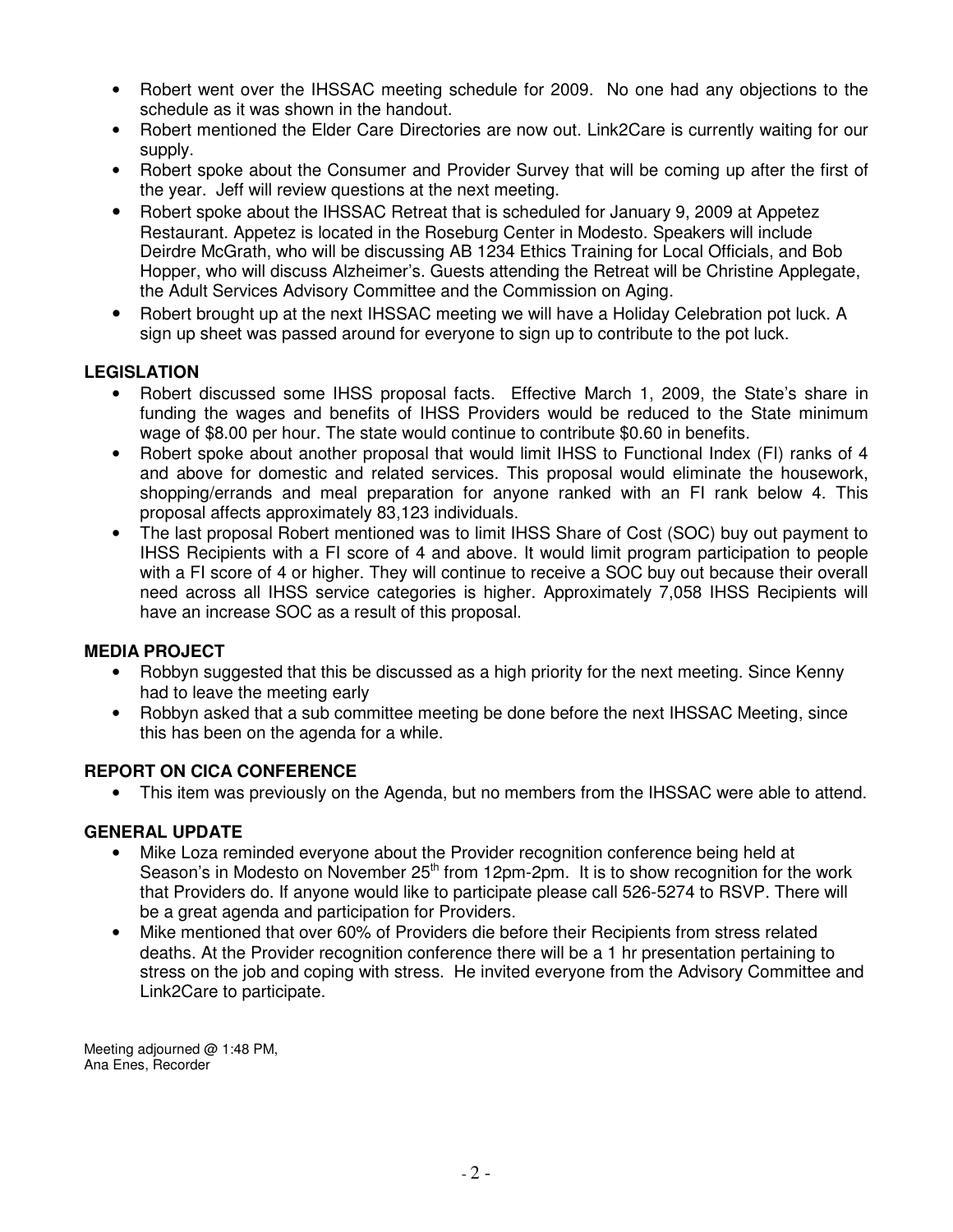- Robert went over the IHSSAC meeting schedule for 2009. No one had any objections to the schedule as it was shown in the handout.
- Robert mentioned the Elder Care Directories are now out. Link2Care is currently waiting for our supply.
- Robert spoke about the Consumer and Provider Survey that will be coming up after the first of the year. Jeff will review questions at the next meeting.
- Robert spoke about the IHSSAC Retreat that is scheduled for January 9, 2009 at Appetez Restaurant. Appetez is located in the Roseburg Center in Modesto. Speakers will include Deirdre McGrath, who will be discussing AB 1234 Ethics Training for Local Officials, and Bob Hopper, who will discuss Alzheimer's. Guests attending the Retreat will be Christine Applegate, the Adult Services Advisory Committee and the Commission on Aging.
- Robert brought up at the next IHSSAC meeting we will have a Holiday Celebration pot luck. A sign up sheet was passed around for everyone to sign up to contribute to the pot luck.

**LEGISLATION**

- Robert discussed some IHSS proposal facts. Effective March 1, 2009, the State's share in funding the wages and benefits of IHSS Providers would be reduced to the State minimum wage of $8.00 per hour. The state would continue to contribute $0.60 in benefits.
- Robert spoke about another proposal that would limit IHSS to Functional Index (FI) ranks of 4 and above for domestic and related services. This proposal would eliminate the housework, shopping/errands and meal preparation for anyone ranked with an FI rank below 4. This proposal affects approximately 83,123 individuals.
- The last proposal Robert mentioned was to limit IHSS Share of Cost (SOC) buy out payment to IHSS Recipients with a FI score of 4 and above. It would limit program participation to people with a FI score of 4 or higher. They will continue to receive a SOC buy out because their overall need across all IHSS service categories is higher. Approximately 7,058 IHSS Recipients will have an increase SOC as a result of this proposal.

**MEDIA PROJECT**

- Robbyn suggested that this be discussed as a high priority for the next meeting. Since Kenny had to leave the meeting early
- Robbyn asked that a sub committee meeting be done before the next IHSSAC Meeting, since this has been on the agenda for a while.

**REPORT ON CICA CONFERENCE**

- This item was previously on the Agenda, but no members from the IHSSAC were able to attend.

**GENERAL UPDATE**

- Mike Loza reminded everyone about the Provider recognition conference being held at Season's in Modesto on November 25th from 12pm-2pm. It is to show recognition for the work that Providers do. If anyone would like to participate please call 526-5274 to RSVP. There will be a great agenda and participation for Providers.
- Mike mentioned that over 60% of Providers die before their Recipients from stress related deaths. At the Provider recognition conference there will be a 1 hr presentation pertaining to stress on the job and coping with stress. He invited everyone from the Advisory Committee and Link2Care to participate.

Meeting adjourned @ 1:48 PM,
Ana Enes, Recorder